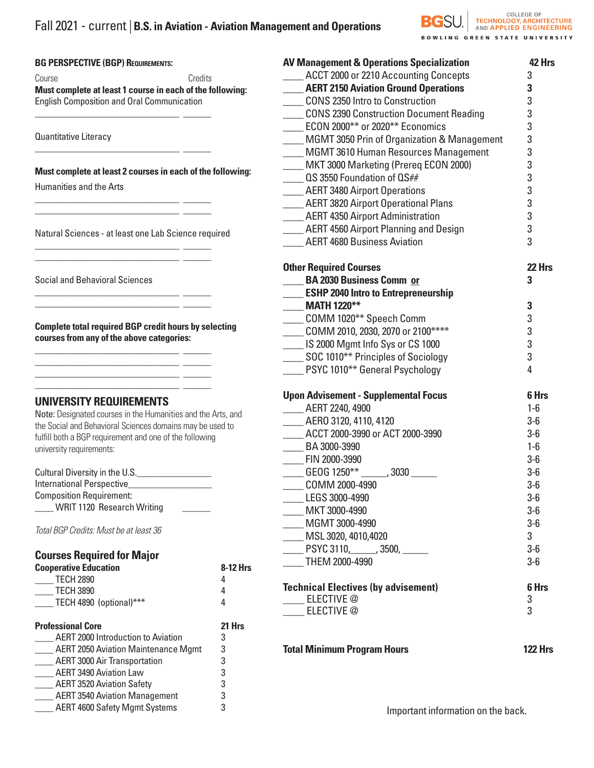# Fall 2021 - current | B.S. in Aviation - Aviation Management and Operations

BGSU | College of Technology, Architecture and Applied Engineering — Bowling Green State University

## BG PERSPECTIVE (BGP) Requirements:

Course — Credits

**Must complete at least 1 course in each of the following:**

English Composition and Oral Communication

______________________ ______

Quantitative Literacy

______________________ ______

**Must complete at least 2 courses in each of the following:**

Humanities and the Arts

______________________ ______
______________________ ______

Natural Sciences - at least one Lab Science required

______________________ ______
______________________ ______

Social and Behavioral Sciences

______________________ ______
______________________ ______

**Complete total required BGP credit hours by selecting courses from any of the above categories:**

______________________ ______
______________________ ______
______________________ ______
______________________ ______

## UNIVERSITY REQUIREMENTS

Note: Designated courses in the Humanities and the Arts, and the Social and Behavioral Sciences domains may be used to fulfill both a BGP requirement and one of the following university requirements:

Cultural Diversity in the U.S.________________
International Perspective__________________
Composition Requirement:
____ WRIT 1120 Research Writing ______

*Total BGP Credits: Must be at least 36*

## Courses Required for Major

| **Cooperative Education** | **8-12 Hrs** |
|---|---|
| ____ TECH 2890 | 4 |
| ____ TECH 3890 | 4 |
| ____ TECH 4890 (optional)*** | 4 |

| **Professional Core** | **21 Hrs** |
|---|---|
| ____ AERT 2000 Introduction to Aviation | 3 |
| ____ AERT 2050 Aviation Maintenance Mgmt | 3 |
| ____ AERT 3000 Air Transportation | 3 |
| ____ AERT 3490 Aviation Law | 3 |
| ____ AERT 3520 Aviation Safety | 3 |
| ____ AERT 3540 Aviation Management | 3 |
| ____ AERT 4600 Safety Mgmt Systems | 3 |

| **AV Management & Operations Specialization** | **42 Hrs** |
|---|---|
| ____ ACCT 2000 or 2210 Accounting Concepts | 3 |
| ____ **AERT 2150 Aviation Ground Operations** | **3** |
| ____ CONS 2350 Intro to Construction | 3 |
| ____ CONS 2390 Construction Document Reading | 3 |
| ____ ECON 2000** or 2020** Economics | 3 |
| ____ MGMT 3050 Prin of Organization & Management | 3 |
| ____ MGMT 3610 Human Resources Management | 3 |
| ____ MKT 3000 Marketing (Prereq ECON 2000) | 3 |
| ____ QS 3550 Foundation of QS## | 3 |
| ____ AERT 3480 Airport Operations | 3 |
| ____ AERT 3820 Airport Operational Plans | 3 |
| ____ AERT 4350 Airport Administration | 3 |
| ____ AERT 4560 Airport Planning and Design | 3 |
| ____ AERT 4680 Business Aviation | 3 |

| **Other Required Courses** | **22 Hrs** |
|---|---|
| ____ **BA 2030 Business Comm <u>or</u>** | **3** |
| ____ **ESHP 2040 Intro to Entrepreneurship** | |
| ____ **MATH 1220**** | **3** |
| ____ COMM 1020** Speech Comm | 3 |
| ____ COMM 2010, 2030, 2070 or 2100**** | 3 |
| ____ IS 2000 Mgmt Info Sys or CS 1000 | 3 |
| ____ SOC 1010** Principles of Sociology | 3 |
| ____ PSYC 1010** General Psychology | 4 |

| **Upon Advisement - Supplemental Focus** | **6 Hrs** |
|---|---|
| ____ AERT 2240, 4900 | 1-6 |
| ____ AERO 3120, 4110, 4120 | 3-6 |
| ____ ACCT 2000-3990 or ACT 2000-3990 | 3-6 |
| ____ BA 3000-3990 | 1-6 |
| ____ FIN 2000-3990 | 3-6 |
| ____ GEOG 1250** _____, 3030 _____ | 3-6 |
| ____ COMM 2000-4990 | 3-6 |
| ____ LEGS 3000-4990 | 3-6 |
| ____ MKT 3000-4990 | 3-6 |
| ____ MGMT 3000-4990 | 3-6 |
| ____ MSL 3020, 4010,4020 | 3 |
| ____ PSYC 3110,_____, 3500, _____ | 3-6 |
| ____ THEM 2000-4990 | 3-6 |

| **Technical Electives (by advisement)** | **6 Hrs** |
|---|---|
| ____ ELECTIVE @ | 3 |
| ____ ELECTIVE @ | 3 |

| **Total Minimum Program Hours** | **122 Hrs** |
|---|---|

Important information on the back.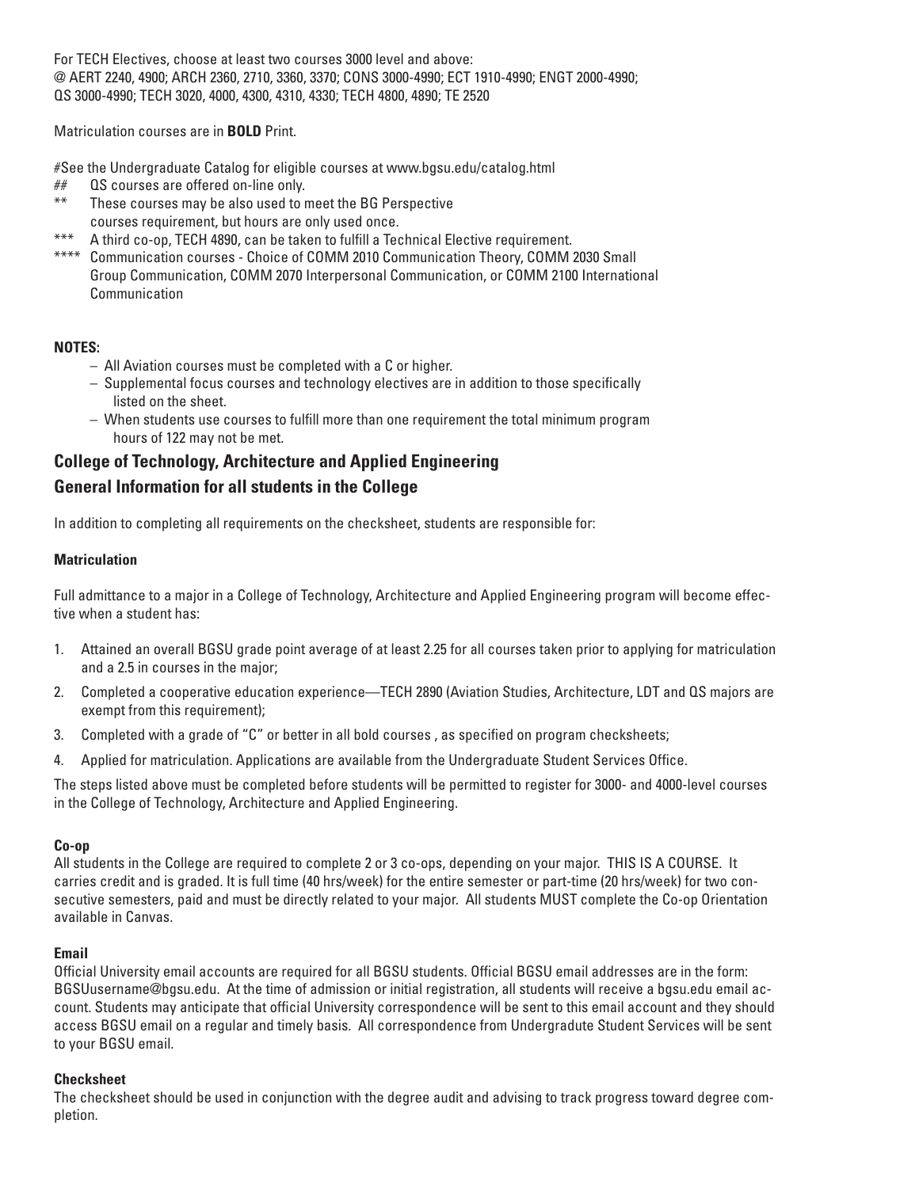For TECH Electives, choose at least two courses 3000 level and above:
@ AERT 2240, 4900; ARCH 2360, 2710, 3360, 3370; CONS 3000-4990; ECT 1910-4990; ENGT 2000-4990; QS 3000-4990; TECH 3020, 4000, 4300, 4310, 4330; TECH 4800, 4890; TE 2520

Matriculation courses are in **BOLD** Print.

#See the Undergraduate Catalog for eligible courses at www.bgsu.edu/catalog.html

## QS courses are offered on-line only.

** These courses may be also used to meet the BG Perspective courses requirement, but hours are only used once.

*** A third co-op, TECH 4890, can be taken to fulfill a Technical Elective requirement.

**** Communication courses - Choice of COMM 2010 Communication Theory, COMM 2030 Small Group Communication, COMM 2070 Interpersonal Communication, or COMM 2100 International Communication

**NOTES:**

- All Aviation courses must be completed with a C or higher.
- Supplemental focus courses and technology electives are in addition to those specifically listed on the sheet.
- When students use courses to fulfill more than one requirement the total minimum program hours of 122 may not be met.

## College of Technology, Architecture and Applied Engineering

## General Information for all students in the College

In addition to completing all requirements on the checksheet, students are responsible for:

### Matriculation

Full admittance to a major in a College of Technology, Architecture and Applied Engineering program will become effective when a student has:

1. Attained an overall BGSU grade point average of at least 2.25 for all courses taken prior to applying for matriculation and a 2.5 in courses in the major;
2. Completed a cooperative education experience—TECH 2890 (Aviation Studies, Architecture, LDT and QS majors are exempt from this requirement);
3. Completed with a grade of "C" or better in all bold courses , as specified on program checksheets;
4. Applied for matriculation. Applications are available from the Undergraduate Student Services Office.

The steps listed above must be completed before students will be permitted to register for 3000- and 4000-level courses in the College of Technology, Architecture and Applied Engineering.

### Co-op

All students in the College are required to complete 2 or 3 co-ops, depending on your major. THIS IS A COURSE. It carries credit and is graded. It is full time (40 hrs/week) for the entire semester or part-time (20 hrs/week) for two consecutive semesters, paid and must be directly related to your major. All students MUST complete the Co-op Orientation available in Canvas.

### Email

Official University email accounts are required for all BGSU students. Official BGSU email addresses are in the form: BGSUusername@bgsu.edu. At the time of admission or initial registration, all students will receive a bgsu.edu email account. Students may anticipate that official University correspondence will be sent to this email account and they should access BGSU email on a regular and timely basis. All correspondence from Undergradute Student Services will be sent to your BGSU email.

### Checksheet

The checksheet should be used in conjunction with the degree audit and advising to track progress toward degree completion.